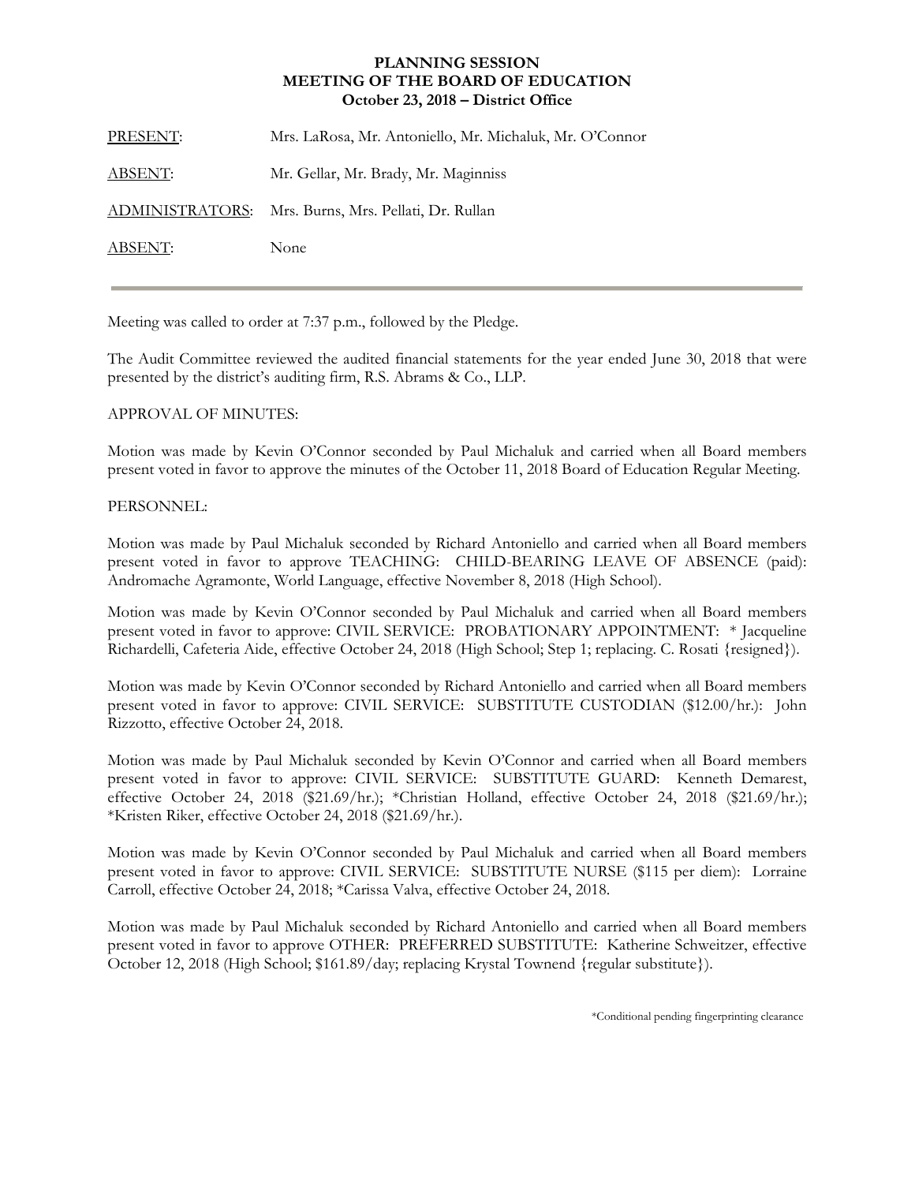**PLANNING SESSION**
**MEETING OF THE BOARD OF EDUCATION**
**October 23, 2018 – District Office**

| | |
|---|---|
| PRESENT: | Mrs. LaRosa, Mr. Antoniello, Mr. Michaluk, Mr. O'Connor |
| ABSENT: | Mr. Gellar, Mr. Brady, Mr. Maginniss |
| ADMINISTRATORS: | Mrs. Burns, Mrs. Pellati, Dr. Rullan |
| ABSENT: | None |

---

Meeting was called to order at 7:37 p.m., followed by the Pledge.

The Audit Committee reviewed the audited financial statements for the year ended June 30, 2018 that were presented by the district's auditing firm, R.S. Abrams & Co., LLP.

APPROVAL OF MINUTES:

Motion was made by Kevin O'Connor seconded by Paul Michaluk and carried when all Board members present voted in favor to approve the minutes of the October 11, 2018 Board of Education Regular Meeting.

PERSONNEL:

Motion was made by Paul Michaluk seconded by Richard Antoniello and carried when all Board members present voted in favor to approve TEACHING: CHILD-BEARING LEAVE OF ABSENCE (paid): Andromache Agramonte, World Language, effective November 8, 2018 (High School).

Motion was made by Kevin O'Connor seconded by Paul Michaluk and carried when all Board members present voted in favor to approve: CIVIL SERVICE: PROBATIONARY APPOINTMENT: * Jacqueline Richardelli, Cafeteria Aide, effective October 24, 2018 (High School; Step 1; replacing. C. Rosati {resigned}).

Motion was made by Kevin O'Connor seconded by Richard Antoniello and carried when all Board members present voted in favor to approve: CIVIL SERVICE: SUBSTITUTE CUSTODIAN ($12.00/hr.): John Rizzotto, effective October 24, 2018.

Motion was made by Paul Michaluk seconded by Kevin O'Connor and carried when all Board members present voted in favor to approve: CIVIL SERVICE: SUBSTITUTE GUARD: Kenneth Demarest, effective October 24, 2018 ($21.69/hr.); *Christian Holland, effective October 24, 2018 ($21.69/hr.); *Kristen Riker, effective October 24, 2018 ($21.69/hr.).

Motion was made by Kevin O'Connor seconded by Paul Michaluk and carried when all Board members present voted in favor to approve: CIVIL SERVICE: SUBSTITUTE NURSE ($115 per diem): Lorraine Carroll, effective October 24, 2018; *Carissa Valva, effective October 24, 2018.

Motion was made by Paul Michaluk seconded by Richard Antoniello and carried when all Board members present voted in favor to approve OTHER: PREFERRED SUBSTITUTE: Katherine Schweitzer, effective October 12, 2018 (High School; $161.89/day; replacing Krystal Townend {regular substitute}).

*Conditional pending fingerprinting clearance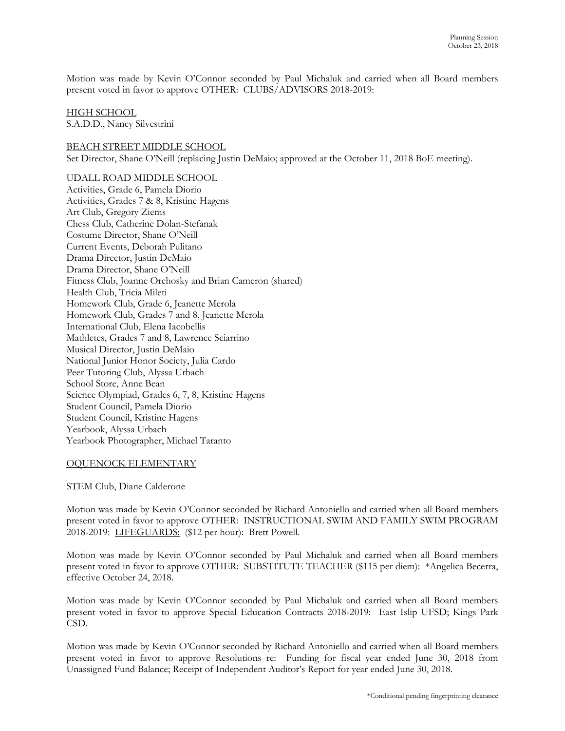Motion was made by Kevin O'Connor seconded by Paul Michaluk and carried when all Board members present voted in favor to approve OTHER: CLUBS/ADVISORS 2018-2019:

HIGH SCHOOL
S.A.D.D., Nancy Silvestrini

BEACH STREET MIDDLE SCHOOL
Set Director, Shane O'Neill (replacing Justin DeMaio; approved at the October 11, 2018 BoE meeting).

UDALL ROAD MIDDLE SCHOOL
Activities, Grade 6, Pamela Diorio
Activities, Grades 7 & 8, Kristine Hagens
Art Club, Gregory Ziems
Chess Club, Catherine Dolan-Stefanak
Costume Director, Shane O'Neill
Current Events, Deborah Pulitano
Drama Director, Justin DeMaio
Drama Director, Shane O'Neill
Fitness Club, Joanne Orehosky and Brian Cameron (shared)
Health Club, Tricia Mileti
Homework Club, Grade 6, Jeanette Merola
Homework Club, Grades 7 and 8, Jeanette Merola
International Club, Elena Iacobellis
Mathletes, Grades 7 and 8, Lawrence Sciarrino
Musical Director, Justin DeMaio
National Junior Honor Society, Julia Cardo
Peer Tutoring Club, Alyssa Urbach
School Store, Anne Bean
Science Olympiad, Grades 6, 7, 8, Kristine Hagens
Student Council, Pamela Diorio
Student Council, Kristine Hagens
Yearbook, Alyssa Urbach
Yearbook Photographer, Michael Taranto

OQUENOCK ELEMENTARY

STEM Club, Diane Calderone

Motion was made by Kevin O'Connor seconded by Richard Antoniello and carried when all Board members present voted in favor to approve OTHER: INSTRUCTIONAL SWIM AND FAMILY SWIM PROGRAM 2018-2019: LIFEGUARDS: ($12 per hour): Brett Powell.

Motion was made by Kevin O'Connor seconded by Paul Michaluk and carried when all Board members present voted in favor to approve OTHER: SUBSTITUTE TEACHER ($115 per diem): *Angelica Becerra, effective October 24, 2018.

Motion was made by Kevin O'Connor seconded by Paul Michaluk and carried when all Board members present voted in favor to approve Special Education Contracts 2018-2019: East Islip UFSD; Kings Park CSD.

Motion was made by Kevin O'Connor seconded by Richard Antoniello and carried when all Board members present voted in favor to approve Resolutions re: Funding for fiscal year ended June 30, 2018 from Unassigned Fund Balance; Receipt of Independent Auditor's Report for year ended June 30, 2018.

*Conditional pending fingerprinting clearance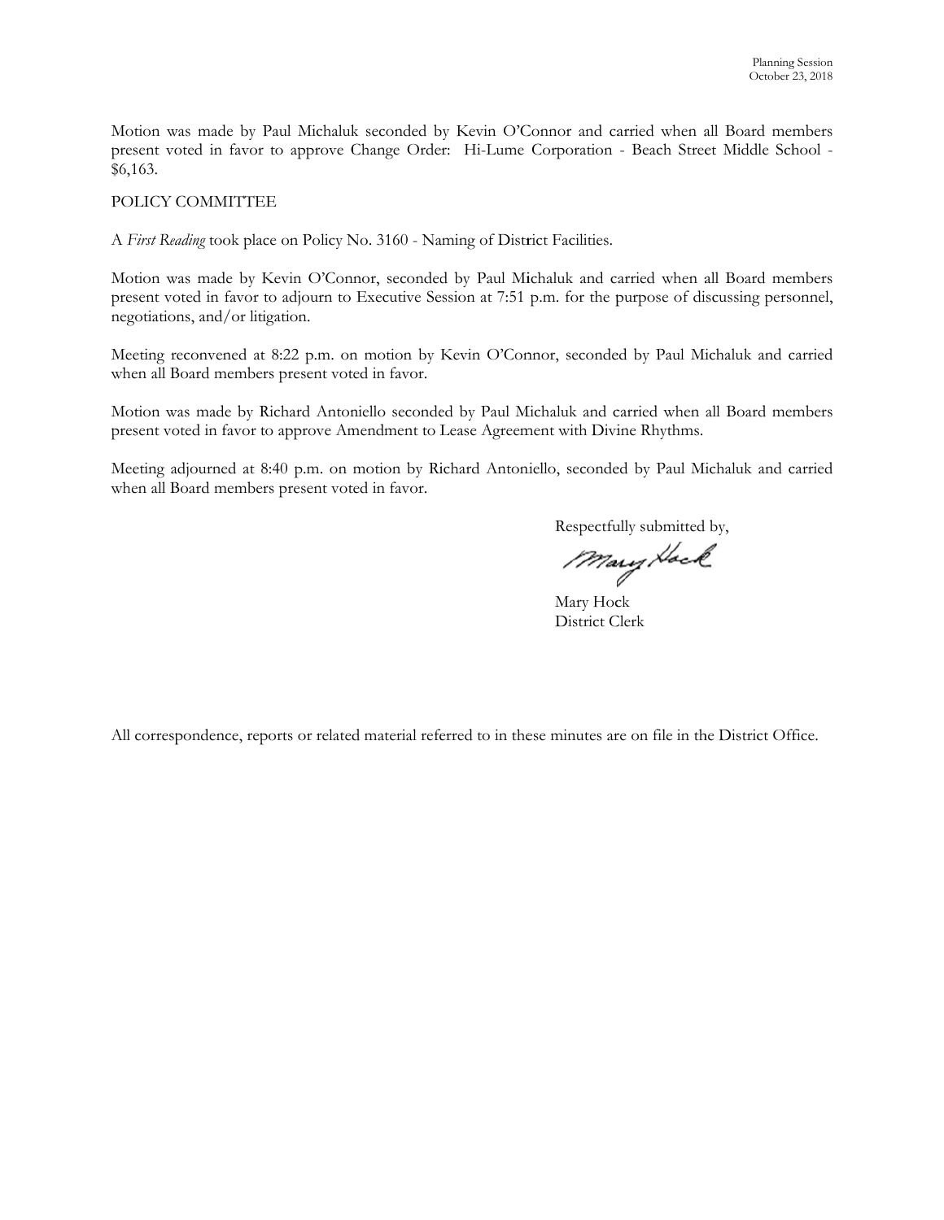Motion was made by Paul Michaluk seconded by Kevin O'Connor and carried when all Board members present voted in favor to approve Change Order: Hi-Lume Corporation - Beach Street Middle School - $6,163.

POLICY COMMITTEE

A *First Reading* took place on Policy No. 3160 - Naming of District Facilities.

Motion was made by Kevin O'Connor, seconded by Paul Michaluk and carried when all Board members present voted in favor to adjourn to Executive Session at 7:51 p.m. for the purpose of discussing personnel, negotiations, and/or litigation.

Meeting reconvened at 8:22 p.m. on motion by Kevin O'Connor, seconded by Paul Michaluk and carried when all Board members present voted in favor.

Motion was made by Richard Antoniello seconded by Paul Michaluk and carried when all Board members present voted in favor to approve Amendment to Lease Agreement with Divine Rhythms.

Meeting adjourned at 8:40 p.m. on motion by Richard Antoniello, seconded by Paul Michaluk and carried when all Board members present voted in favor.

Respectfully submitted by,

Mary Hock

Mary Hock
District Clerk

All correspondence, reports or related material referred to in these minutes are on file in the District Office.